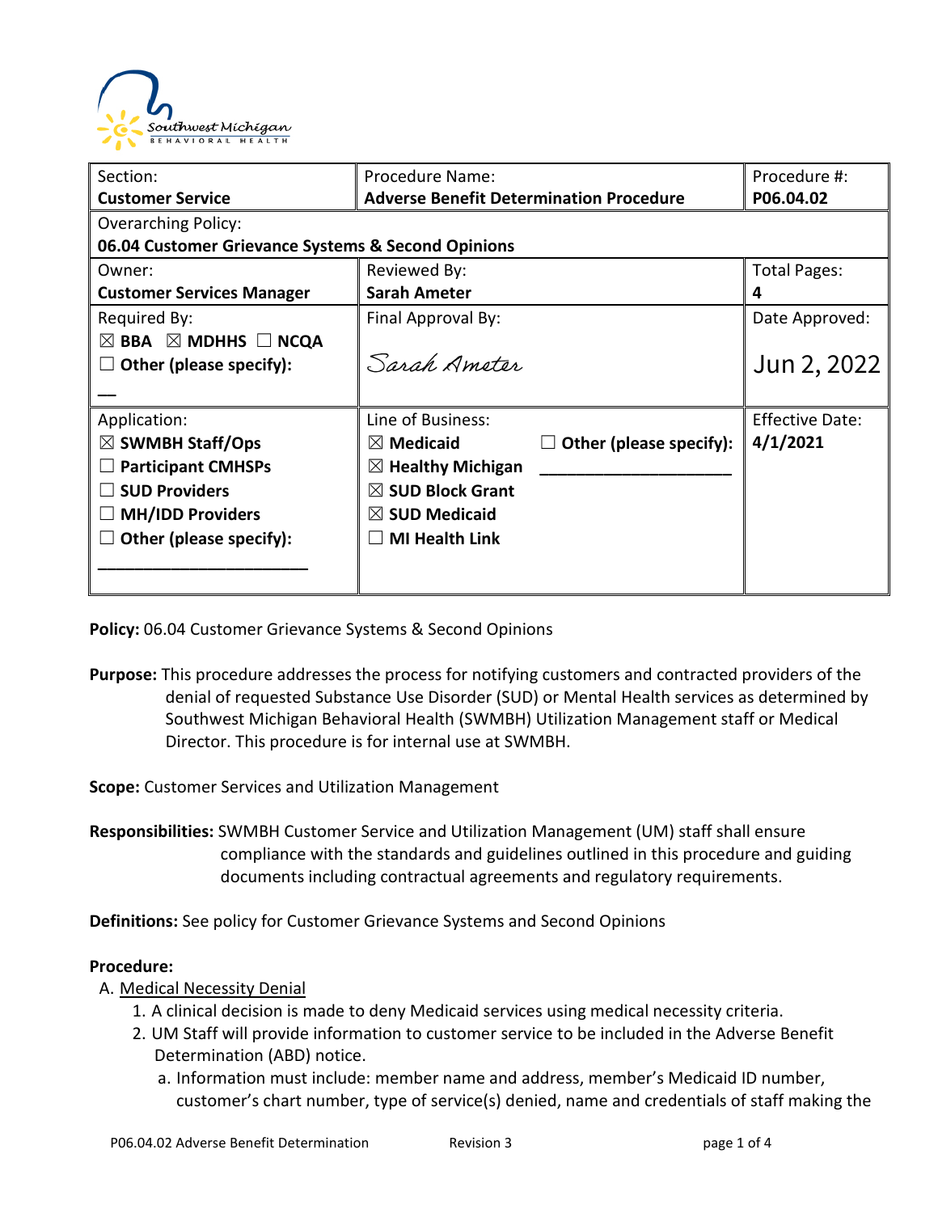Southwest Michigan BEHAVIORAL HEALTH

| Section:<br>**Customer Service** | Procedure Name:<br>**Adverse Benefit Determination Procedure** | Procedure #:<br>**P06.04.02** |
|---|---|---|
| Overarching Policy:<br>**06.04 Customer Grievance Systems & Second Opinions** | | |
| Owner:<br>**Customer Services Manager** | Reviewed By:<br>**Sarah Ameter** | Total Pages:<br>**4** |
| Required By:<br>☒ **BBA** ☒ **MDHHS** ☐ **NCQA**<br>☐ **Other (please specify):**<br>__ | Final Approval By:<br>*Sarah Ameter* | Date Approved:<br>Jun 2, 2022 |
| Application:<br>☒ **SWMBH Staff/Ops**<br>☐ **Participant CMHSPs**<br>☐ **SUD Providers**<br>☐ **MH/IDD Providers**<br>☐ **Other (please specify):**<br>______________________ | Line of Business:<br>☒ **Medicaid** ☐ **Other (please specify):**<br>☒ **Healthy Michigan** ____________________<br>☒ **SUD Block Grant**<br>☒ **SUD Medicaid**<br>☐ **MI Health Link** | Effective Date:<br>**4/1/2021** |

**Policy:** 06.04 Customer Grievance Systems & Second Opinions

**Purpose:** This procedure addresses the process for notifying customers and contracted providers of the denial of requested Substance Use Disorder (SUD) or Mental Health services as determined by Southwest Michigan Behavioral Health (SWMBH) Utilization Management staff or Medical Director. This procedure is for internal use at SWMBH.

**Scope:** Customer Services and Utilization Management

**Responsibilities:** SWMBH Customer Service and Utilization Management (UM) staff shall ensure compliance with the standards and guidelines outlined in this procedure and guiding documents including contractual agreements and regulatory requirements.

**Definitions:** See policy for Customer Grievance Systems and Second Opinions

**Procedure:**

A. Medical Necessity Denial
   1. A clinical decision is made to deny Medicaid services using medical necessity criteria.
   2. UM Staff will provide information to customer service to be included in the Adverse Benefit Determination (ABD) notice.
      a. Information must include: member name and address, member's Medicaid ID number, customer's chart number, type of service(s) denied, name and credentials of staff making the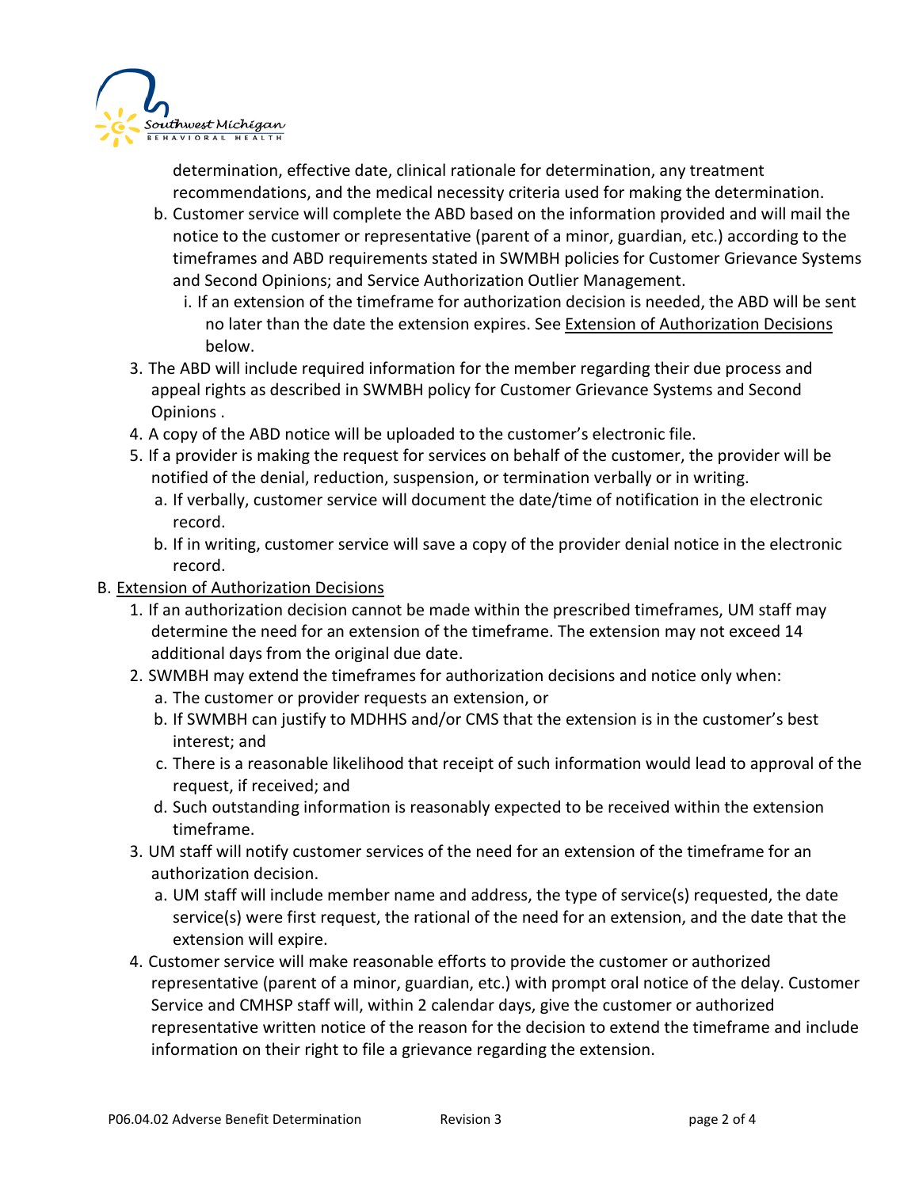determination, effective date, clinical rationale for determination, any treatment recommendations, and the medical necessity criteria used for making the determination.

   b. Customer service will complete the ABD based on the information provided and will mail the notice to the customer or representative (parent of a minor, guardian, etc.) according to the timeframes and ABD requirements stated in SWMBH policies for Customer Grievance Systems and Second Opinions; and Service Authorization Outlier Management.

      i. If an extension of the timeframe for authorization decision is needed, the ABD will be sent no later than the date the extension expires. See Extension of Authorization Decisions below.

3. The ABD will include required information for the member regarding their due process and appeal rights as described in SWMBH policy for Customer Grievance Systems and Second Opinions .
4. A copy of the ABD notice will be uploaded to the customer's electronic file.
5. If a provider is making the request for services on behalf of the customer, the provider will be notified of the denial, reduction, suspension, or termination verbally or in writing.
   a. If verbally, customer service will document the date/time of notification in the electronic record.
   b. If in writing, customer service will save a copy of the provider denial notice in the electronic record.

B. Extension of Authorization Decisions

1. If an authorization decision cannot be made within the prescribed timeframes, UM staff may determine the need for an extension of the timeframe. The extension may not exceed 14 additional days from the original due date.
2. SWMBH may extend the timeframes for authorization decisions and notice only when:
   a. The customer or provider requests an extension, or
   b. If SWMBH can justify to MDHHS and/or CMS that the extension is in the customer's best interest; and
   c. There is a reasonable likelihood that receipt of such information would lead to approval of the request, if received; and
   d. Such outstanding information is reasonably expected to be received within the extension timeframe.
3. UM staff will notify customer services of the need for an extension of the timeframe for an authorization decision.
   a. UM staff will include member name and address, the type of service(s) requested, the date service(s) were first request, the rational of the need for an extension, and the date that the extension will expire.
4. Customer service will make reasonable efforts to provide the customer or authorized representative (parent of a minor, guardian, etc.) with prompt oral notice of the delay. Customer Service and CMHSP staff will, within 2 calendar days, give the customer or authorized representative written notice of the reason for the decision to extend the timeframe and include information on their right to file a grievance regarding the extension.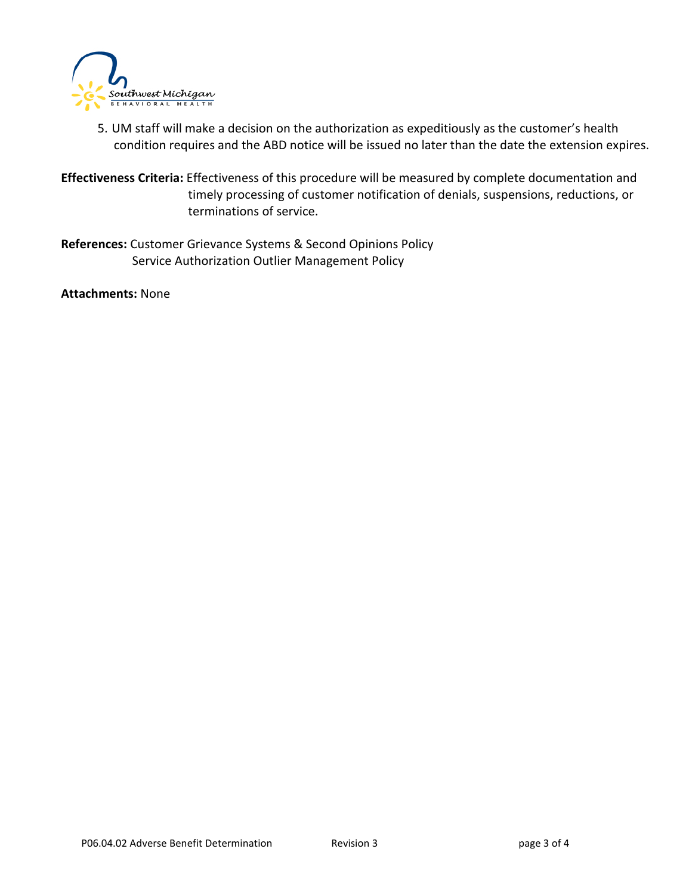5. UM staff will make a decision on the authorization as expeditiously as the customer's health condition requires and the ABD notice will be issued no later than the date the extension expires.

**Effectiveness Criteria:** Effectiveness of this procedure will be measured by complete documentation and timely processing of customer notification of denials, suspensions, reductions, or terminations of service.

**References:** Customer Grievance Systems & Second Opinions Policy
Service Authorization Outlier Management Policy

**Attachments:** None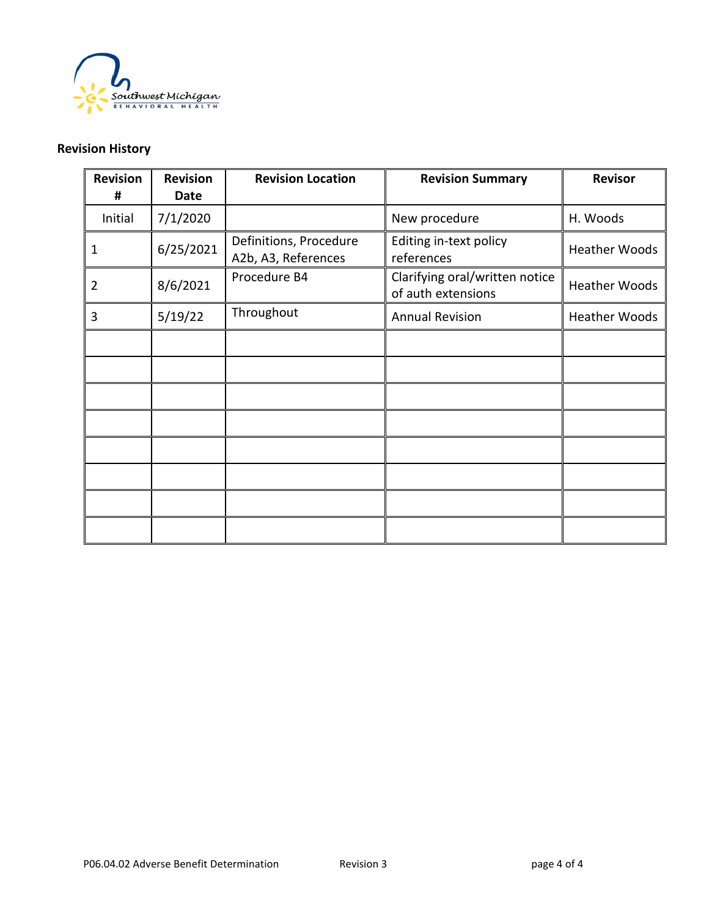**Revision History**

| Revision # | Revision Date | Revision Location | Revision Summary | Revisor |
|---|---|---|---|---|
| Initial | 7/1/2020 | | New procedure | H. Woods |
| 1 | 6/25/2021 | Definitions, Procedure A2b, A3, References | Editing in-text policy references | Heather Woods |
| 2 | 8/6/2021 | Procedure B4 | Clarifying oral/written notice of auth extensions | Heather Woods |
| 3 | 5/19/22 | Throughout | Annual Revision | Heather Woods |
| | | | | |
| | | | | |
| | | | | |
| | | | | |
| | | | | |
| | | | | |
| | | | | |
| | | | | |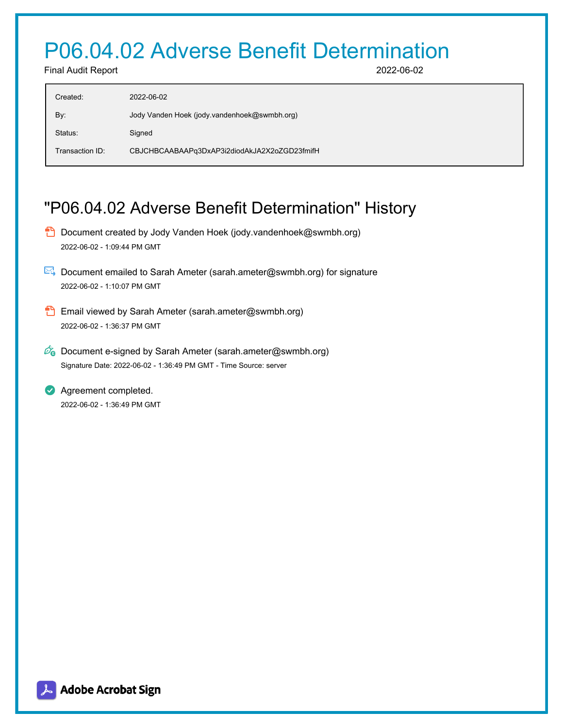# P06.04.02 Adverse Benefit Determination

Final Audit Report 2022-06-02

| | |
|---|---|
| Created: | 2022-06-02 |
| By: | Jody Vanden Hoek (jody.vandenhoek@swmbh.org) |
| Status: | Signed |
| Transaction ID: | CBJCHBCAABAAPq3DxAP3i2diodAkJA2X2oZGD23fmifH |

## "P06.04.02 Adverse Benefit Determination" History

- Document created by Jody Vanden Hoek (jody.vandenhoek@swmbh.org)
  2022-06-02 - 1:09:44 PM GMT

- Document emailed to Sarah Ameter (sarah.ameter@swmbh.org) for signature
  2022-06-02 - 1:10:07 PM GMT

- Email viewed by Sarah Ameter (sarah.ameter@swmbh.org)
  2022-06-02 - 1:36:37 PM GMT

- Document e-signed by Sarah Ameter (sarah.ameter@swmbh.org)
  Signature Date: 2022-06-02 - 1:36:49 PM GMT - Time Source: server

- Agreement completed.
  2022-06-02 - 1:36:49 PM GMT

Adobe Acrobat Sign